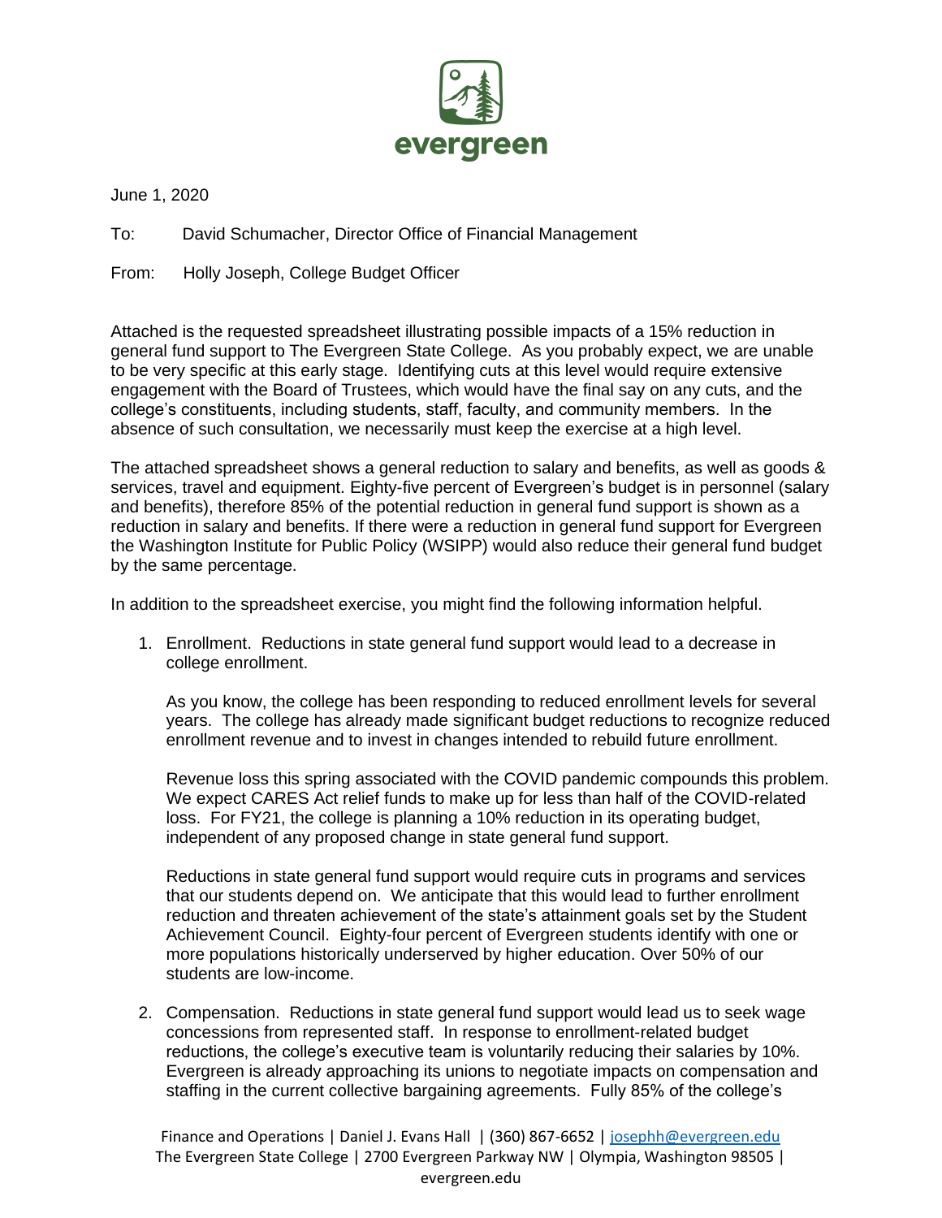evergreen

June 1, 2020

To: David Schumacher, Director Office of Financial Management

From: Holly Joseph, College Budget Officer

Attached is the requested spreadsheet illustrating possible impacts of a 15% reduction in general fund support to The Evergreen State College. As you probably expect, we are unable to be very specific at this early stage. Identifying cuts at this level would require extensive engagement with the Board of Trustees, which would have the final say on any cuts, and the college's constituents, including students, staff, faculty, and community members. In the absence of such consultation, we necessarily must keep the exercise at a high level.

The attached spreadsheet shows a general reduction to salary and benefits, as well as goods & services, travel and equipment. Eighty-five percent of Evergreen's budget is in personnel (salary and benefits), therefore 85% of the potential reduction in general fund support is shown as a reduction in salary and benefits. If there were a reduction in general fund support for Evergreen the Washington Institute for Public Policy (WSIPP) would also reduce their general fund budget by the same percentage.

In addition to the spreadsheet exercise, you might find the following information helpful.

1. Enrollment. Reductions in state general fund support would lead to a decrease in college enrollment.

   As you know, the college has been responding to reduced enrollment levels for several years. The college has already made significant budget reductions to recognize reduced enrollment revenue and to invest in changes intended to rebuild future enrollment.

   Revenue loss this spring associated with the COVID pandemic compounds this problem. We expect CARES Act relief funds to make up for less than half of the COVID-related loss. For FY21, the college is planning a 10% reduction in its operating budget, independent of any proposed change in state general fund support.

   Reductions in state general fund support would require cuts in programs and services that our students depend on. We anticipate that this would lead to further enrollment reduction and threaten achievement of the state's attainment goals set by the Student Achievement Council. Eighty-four percent of Evergreen students identify with one or more populations historically underserved by higher education. Over 50% of our students are low-income.

2. Compensation. Reductions in state general fund support would lead us to seek wage concessions from represented staff. In response to enrollment-related budget reductions, the college's executive team is voluntarily reducing their salaries by 10%. Evergreen is already approaching its unions to negotiate impacts on compensation and staffing in the current collective bargaining agreements. Fully 85% of the college's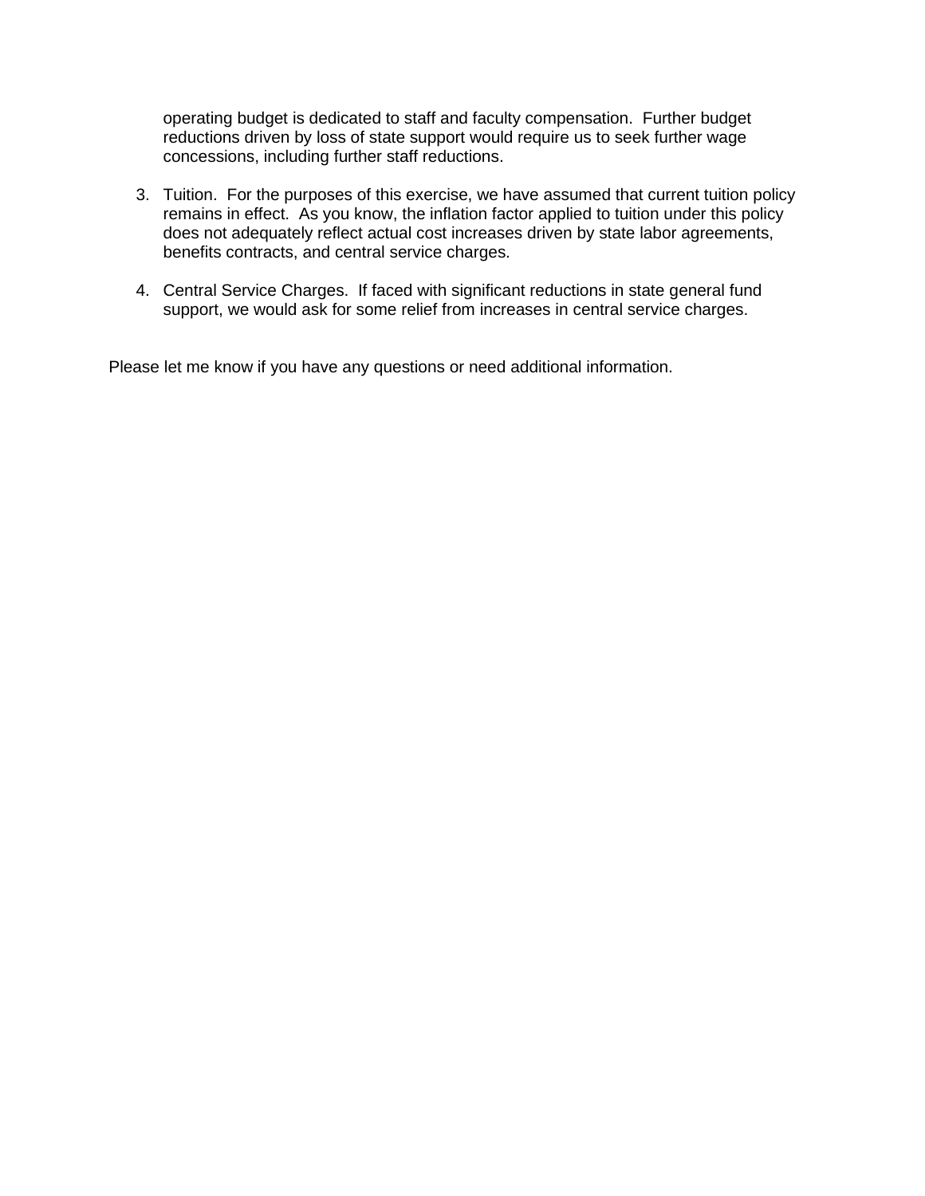operating budget is dedicated to staff and faculty compensation.  Further budget reductions driven by loss of state support would require us to seek further wage concessions, including further staff reductions.

3. Tuition.  For the purposes of this exercise, we have assumed that current tuition policy remains in effect.  As you know, the inflation factor applied to tuition under this policy does not adequately reflect actual cost increases driven by state labor agreements, benefits contracts, and central service charges.

4. Central Service Charges.  If faced with significant reductions in state general fund support, we would ask for some relief from increases in central service charges.

Please let me know if you have any questions or need additional information.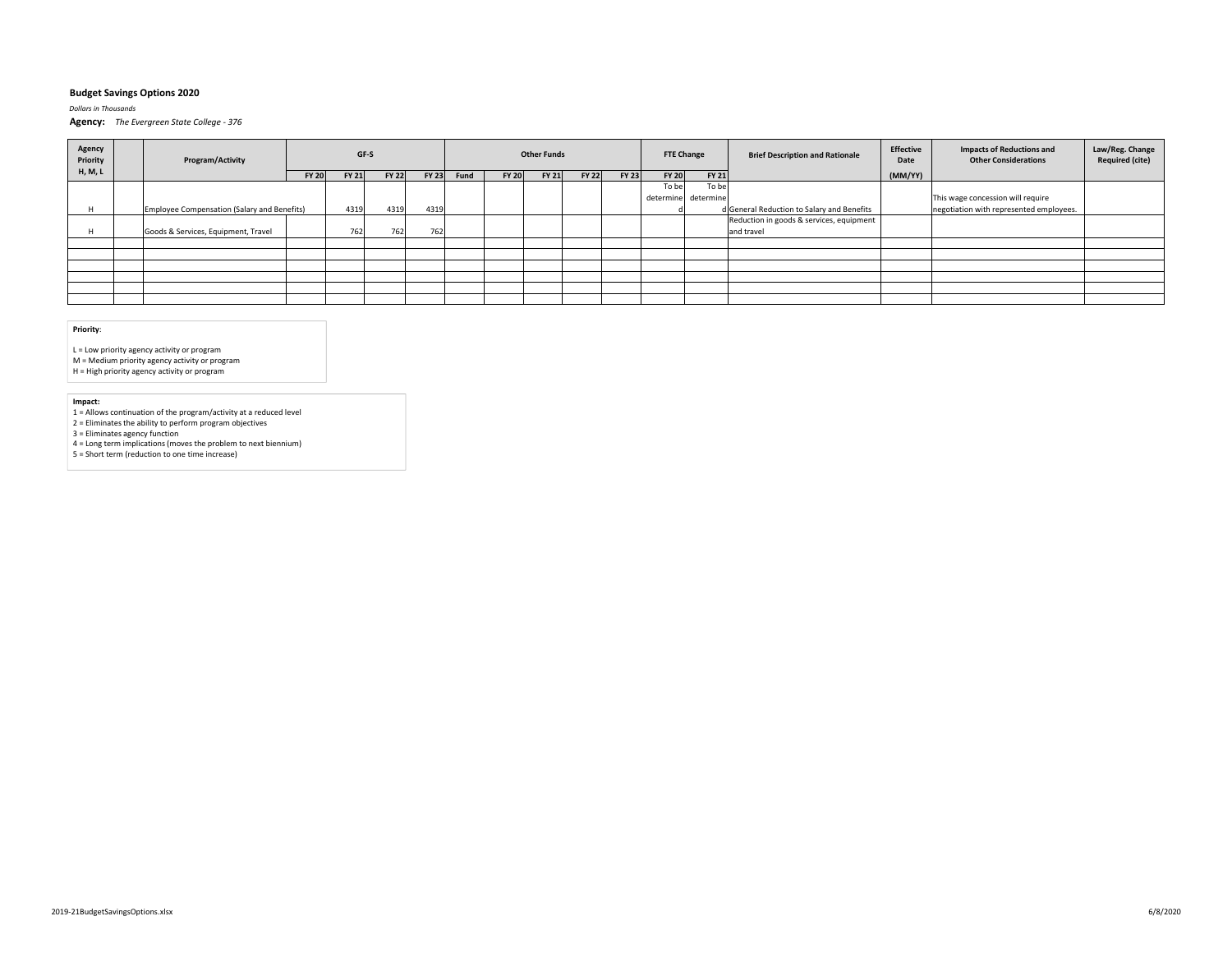**Budget Savings Options 2020**

*Dollars in Thousands*

**Agency:** *The Evergreen State College - 376*

| Agency Priority H, M, L | | Program/Activity | GF-S | | | | Other Funds | | | | | FTE Change | | Brief Description and Rationale | Effective Date | Impacts of Reductions and Other Considerations | Law/Reg. Change Required (cite) |
|---|---|---|---|---|---|---|---|---|---|---|---|---|---|---|---|---|---|
| | | | FY 20 | FY 21 | FY 22 | FY 23 | Fund | FY 20 | FY 21 | FY 22 | FY 23 | FY 20 | FY 21 | | (MM/YY) | | |
| H | | Employee Compensation (Salary and Benefits) | | 4319 | 4319 | 4319 | | | | | | To be determined | To be determined | General Reduction to Salary and Benefits | | This wage concession will require negotiation with represented employees. | |
| H | | Goods & Services, Equipment, Travel | | 762 | 762 | 762 | | | | | | | | Reduction in goods & services, equipment and travel | | | |
| | | | | | | | | | | | | | | | | | |
| | | | | | | | | | | | | | | | | | |
| | | | | | | | | | | | | | | | | | |
| | | | | | | | | | | | | | | | | | |
| | | | | | | | | | | | | | | | | | |
| | | | | | | | | | | | | | | | | | |

**Priority**:

L = Low priority agency activity or program
M = Medium priority agency activity or program
H = High priority agency activity or program

**Impact:**

1 = Allows continuation of the program/activity at a reduced level
2 = Eliminates the ability to perform program objectives
3 = Eliminates agency function
4 = Long term implications (moves the problem to next biennium)
5 = Short term (reduction to one time increase)

2019-21BudgetSavingsOptions.xlsx

6/8/2020